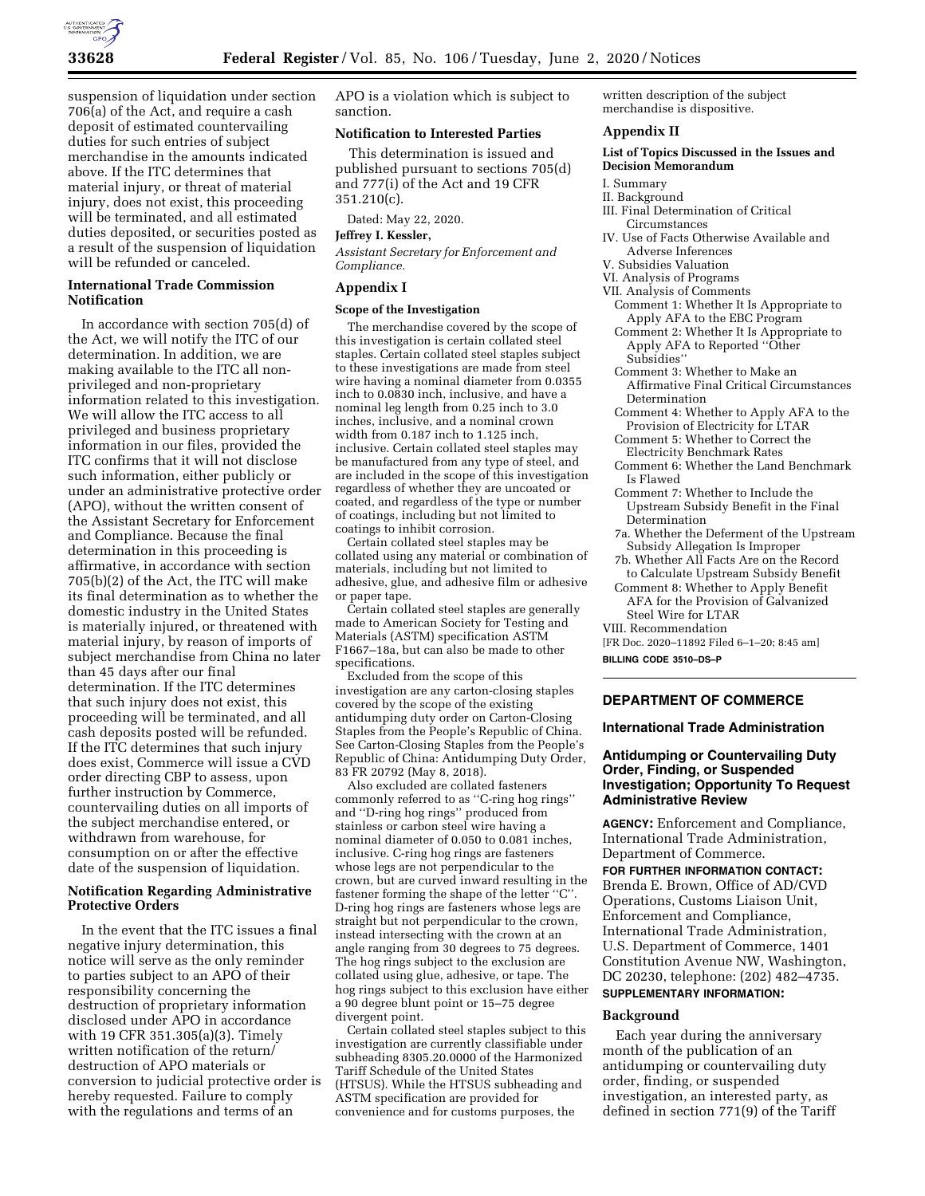suspension of liquidation under section 706(a) of the Act, and require a cash deposit of estimated countervailing duties for such entries of subject merchandise in the amounts indicated above. If the ITC determines that material injury, or threat of material injury, does not exist, this proceeding will be terminated, and all estimated duties deposited, or securities posted as a result of the suspension of liquidation will be refunded or canceled.

### International Trade Commission Notification

In accordance with section 705(d) of the Act, we will notify the ITC of our determination. In addition, we are making available to the ITC all non-privileged and non-proprietary information related to this investigation. We will allow the ITC access to all privileged and business proprietary information in our files, provided the ITC confirms that it will not disclose such information, either publicly or under an administrative protective order (APO), without the written consent of the Assistant Secretary for Enforcement and Compliance. Because the final determination in this proceeding is affirmative, in accordance with section 705(b)(2) of the Act, the ITC will make its final determination as to whether the domestic industry in the United States is materially injured, or threatened with material injury, by reason of imports of subject merchandise from China no later than 45 days after our final determination. If the ITC determines that such injury does not exist, this proceeding will be terminated, and all cash deposits posted will be refunded. If the ITC determines that such injury does exist, Commerce will issue a CVD order directing CBP to assess, upon further instruction by Commerce, countervailing duties on all imports of the subject merchandise entered, or withdrawn from warehouse, for consumption on or after the effective date of the suspension of liquidation.

### Notification Regarding Administrative Protective Orders

In the event that the ITC issues a final negative injury determination, this notice will serve as the only reminder to parties subject to an APO of their responsibility concerning the destruction of proprietary information disclosed under APO in accordance with 19 CFR 351.305(a)(3). Timely written notification of the return/destruction of APO materials or conversion to judicial protective order is hereby requested. Failure to comply with the regulations and terms of an APO is a violation which is subject to sanction.

### Notification to Interested Parties

This determination is issued and published pursuant to sections 705(d) and 777(i) of the Act and 19 CFR 351.210(c).

Dated: May 22, 2020.

**Jeffrey I. Kessler,**

*Assistant Secretary for Enforcement and Compliance.*

## Appendix I

### Scope of the Investigation

The merchandise covered by the scope of this investigation is certain collated steel staples. Certain collated steel staples subject to these investigations are made from steel wire having a nominal diameter from 0.0355 inch to 0.0830 inch, inclusive, and have a nominal leg length from 0.25 inch to 3.0 inches, inclusive, and a nominal crown width from 0.187 inch to 1.125 inch, inclusive. Certain collated steel staples may be manufactured from any type of steel, and are included in the scope of this investigation regardless of whether they are uncoated or coated, and regardless of the type or number of coatings, including but not limited to coatings to inhibit corrosion.

Certain collated steel staples may be collated using any material or combination of materials, including but not limited to adhesive, glue, and adhesive film or adhesive or paper tape.

Certain collated steel staples are generally made to American Society for Testing and Materials (ASTM) specification ASTM F1667–18a, but can also be made to other specifications.

Excluded from the scope of this investigation are any carton-closing staples covered by the scope of the existing antidumping duty order on Carton-Closing Staples from the People's Republic of China. See Carton-Closing Staples from the People's Republic of China: Antidumping Duty Order, 83 FR 20792 (May 8, 2018).

Also excluded are collated fasteners commonly referred to as "C-ring hog rings" and "D-ring hog rings" produced from stainless or carbon steel wire having a nominal diameter of 0.050 to 0.081 inches, inclusive. C-ring hog rings are fasteners whose legs are not perpendicular to the crown, but are curved inward resulting in the fastener forming the shape of the letter "C". D-ring hog rings are fasteners whose legs are straight but not perpendicular to the crown, instead intersecting with the crown at an angle ranging from 30 degrees to 75 degrees. The hog rings subject to the exclusion are collated using glue, adhesive, or tape. The hog rings subject to this exclusion have either a 90 degree blunt point or 15–75 degree divergent point.

Certain collated steel staples subject to this investigation are currently classifiable under subheading 8305.20.0000 of the Harmonized Tariff Schedule of the United States (HTSUS). While the HTSUS subheading and ASTM specification are provided for convenience and for customs purposes, the written description of the subject merchandise is dispositive.

## Appendix II

### List of Topics Discussed in the Issues and Decision Memorandum

I. Summary
II. Background
III. Final Determination of Critical Circumstances
IV. Use of Facts Otherwise Available and Adverse Inferences
V. Subsidies Valuation
VI. Analysis of Programs
VII. Analysis of Comments
- Comment 1: Whether It Is Appropriate to Apply AFA to the EBC Program
- Comment 2: Whether It Is Appropriate to Apply AFA to Reported "Other Subsidies"
- Comment 3: Whether to Make an Affirmative Final Critical Circumstances Determination
- Comment 4: Whether to Apply AFA to the Provision of Electricity for LTAR
- Comment 5: Whether to Correct the Electricity Benchmark Rates
- Comment 6: Whether the Land Benchmark Is Flawed
- Comment 7: Whether to Include the Upstream Subsidy Benefit in the Final Determination
- 7a. Whether the Deferment of the Upstream Subsidy Allegation Is Improper
- 7b. Whether All Facts Are on the Record to Calculate Upstream Subsidy Benefit
- Comment 8: Whether to Apply Benefit AFA for the Provision of Galvanized Steel Wire for LTAR

VIII. Recommendation

[FR Doc. 2020–11892 Filed 6–1–20; 8:45 am]

BILLING CODE 3510–DS–P

---

# DEPARTMENT OF COMMERCE

## International Trade Administration

## Antidumping or Countervailing Duty Order, Finding, or Suspended Investigation; Opportunity To Request Administrative Review

**AGENCY:** Enforcement and Compliance, International Trade Administration, Department of Commerce.

**FOR FURTHER INFORMATION CONTACT:** Brenda E. Brown, Office of AD/CVD Operations, Customs Liaison Unit, Enforcement and Compliance, International Trade Administration, U.S. Department of Commerce, 1401 Constitution Avenue NW, Washington, DC 20230, telephone: (202) 482–4735.

**SUPPLEMENTARY INFORMATION:**

### Background

Each year during the anniversary month of the publication of an antidumping or countervailing duty order, finding, or suspended investigation, an interested party, as defined in section 771(9) of the Tariff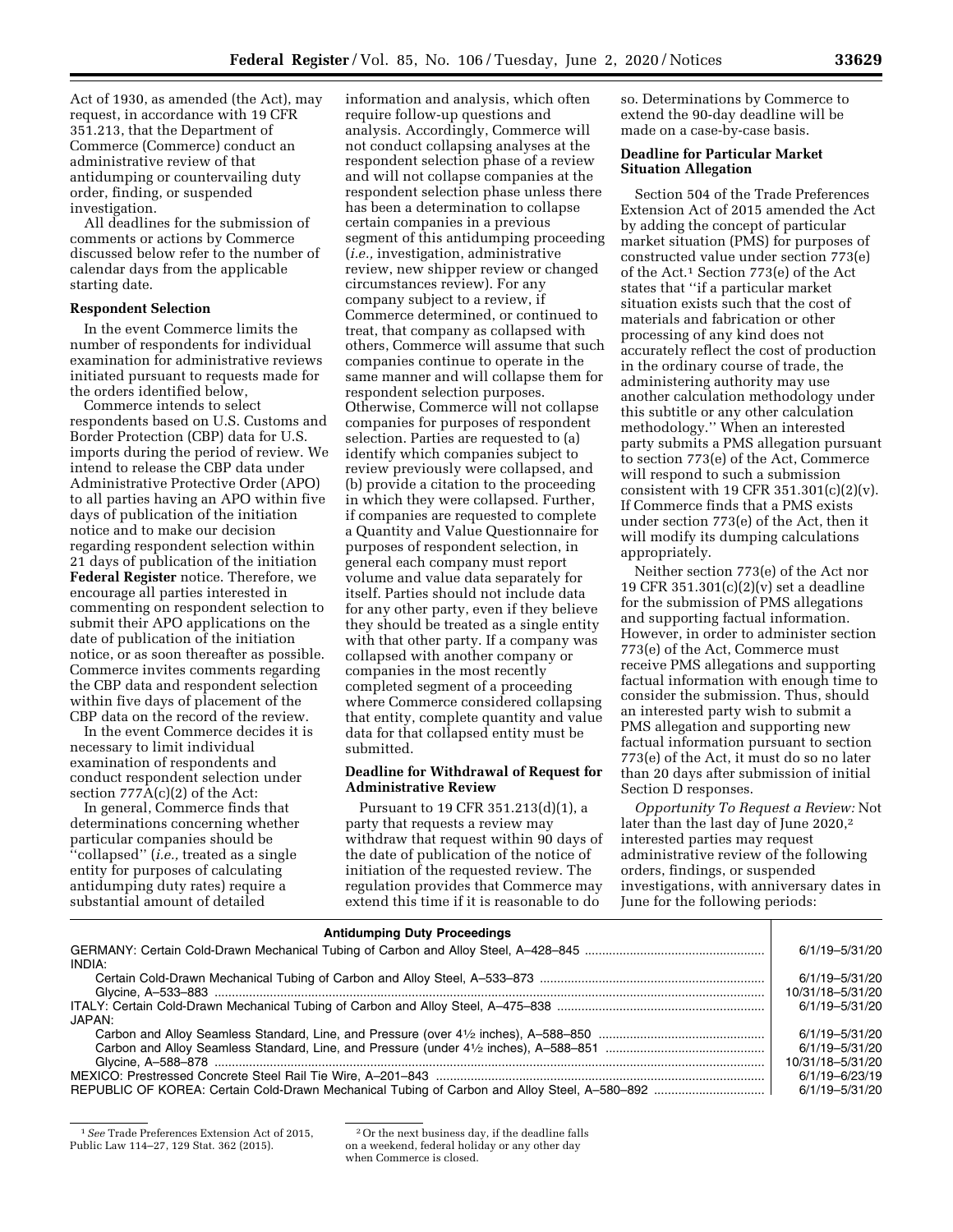Act of 1930, as amended (the Act), may request, in accordance with 19 CFR 351.213, that the Department of Commerce (Commerce) conduct an administrative review of that antidumping or countervailing duty order, finding, or suspended investigation.

All deadlines for the submission of comments or actions by Commerce discussed below refer to the number of calendar days from the applicable starting date.

**Respondent Selection**

In the event Commerce limits the number of respondents for individual examination for administrative reviews initiated pursuant to requests made for the orders identified below,

Commerce intends to select respondents based on U.S. Customs and Border Protection (CBP) data for U.S. imports during the period of review. We intend to release the CBP data under Administrative Protective Order (APO) to all parties having an APO within five days of publication of the initiation notice and to make our decision regarding respondent selection within 21 days of publication of the initiation **Federal Register** notice. Therefore, we encourage all parties interested in commenting on respondent selection to submit their APO applications on the date of publication of the initiation notice, or as soon thereafter as possible. Commerce invites comments regarding the CBP data and respondent selection within five days of placement of the CBP data on the record of the review.

In the event Commerce decides it is necessary to limit individual examination of respondents and conduct respondent selection under section 777A(c)(2) of the Act:

In general, Commerce finds that determinations concerning whether particular companies should be "collapsed" (*i.e.,* treated as a single entity for purposes of calculating antidumping duty rates) require a substantial amount of detailed information and analysis, which often require follow-up questions and analysis. Accordingly, Commerce will not conduct collapsing analyses at the respondent selection phase of a review and will not collapse companies at the respondent selection phase unless there has been a determination to collapse certain companies in a previous segment of this antidumping proceeding (*i.e.,* investigation, administrative review, new shipper review or changed circumstances review). For any company subject to a review, if Commerce determined, or continued to treat, that company as collapsed with others, Commerce will assume that such companies continue to operate in the same manner and will collapse them for respondent selection purposes. Otherwise, Commerce will not collapse companies for purposes of respondent selection. Parties are requested to (a) identify which companies subject to review previously were collapsed, and (b) provide a citation to the proceeding in which they were collapsed. Further, if companies are requested to complete a Quantity and Value Questionnaire for purposes of respondent selection, in general each company must report volume and value data separately for itself. Parties should not include data for any other party, even if they believe they should be treated as a single entity with that other party. If a company was collapsed with another company or companies in the most recently completed segment of a proceeding where Commerce considered collapsing that entity, complete quantity and value data for that collapsed entity must be submitted.

**Deadline for Withdrawal of Request for Administrative Review**

Pursuant to 19 CFR 351.213(d)(1), a party that requests a review may withdraw that request within 90 days of the date of publication of the notice of initiation of the requested review. The regulation provides that Commerce may extend this time if it is reasonable to do so. Determinations by Commerce to extend the 90-day deadline will be made on a case-by-case basis.

**Deadline for Particular Market Situation Allegation**

Section 504 of the Trade Preferences Extension Act of 2015 amended the Act by adding the concept of particular market situation (PMS) for purposes of constructed value under section 773(e) of the Act.[1] Section 773(e) of the Act states that "if a particular market situation exists such that the cost of materials and fabrication or other processing of any kind does not accurately reflect the cost of production in the ordinary course of trade, the administering authority may use another calculation methodology under this subtitle or any other calculation methodology." When an interested party submits a PMS allegation pursuant to section 773(e) of the Act, Commerce will respond to such a submission consistent with 19 CFR 351.301(c)(2)(v). If Commerce finds that a PMS exists under section 773(e) of the Act, then it will modify its dumping calculations appropriately.

Neither section 773(e) of the Act nor 19 CFR 351.301(c)(2)(v) set a deadline for the submission of PMS allegations and supporting factual information. However, in order to administer section 773(e) of the Act, Commerce must receive PMS allegations and supporting factual information with enough time to consider the submission. Thus, should an interested party wish to submit a PMS allegation and supporting new factual information pursuant to section 773(e) of the Act, it must do so no later than 20 days after submission of initial Section D responses.

*Opportunity To Request a Review:* Not later than the last day of June 2020,[2] interested parties may request administrative review of the following orders, findings, or suspended investigations, with anniversary dates in June for the following periods:

| Antidumping Duty Proceedings | |
|---|---|
| GERMANY: Certain Cold-Drawn Mechanical Tubing of Carbon and Alloy Steel, A–428–845 | 6/1/19–5/31/20 |
| INDIA: | |
| Certain Cold-Drawn Mechanical Tubing of Carbon and Alloy Steel, A–533–873 | 6/1/19–5/31/20 |
| Glycine, A–533–883 | 10/31/18–5/31/20 |
| ITALY: Certain Cold-Drawn Mechanical Tubing of Carbon and Alloy Steel, A–475–838 | 6/1/19–5/31/20 |
| JAPAN: | |
| Carbon and Alloy Seamless Standard, Line, and Pressure (over 4½ inches), A–588–850 | 6/1/19–5/31/20 |
| Carbon and Alloy Seamless Standard, Line, and Pressure (under 4½ inches), A–588–851 | 6/1/19–5/31/20 |
| Glycine, A–588–878 | 10/31/18–5/31/20 |
| MEXICO: Prestressed Concrete Steel Rail Tie Wire, A–201–843 | 6/1/19–6/23/19 |
| REPUBLIC OF KOREA: Certain Cold-Drawn Mechanical Tubing of Carbon and Alloy Steel, A–580–892 | 6/1/19–5/31/20 |

[1] *See* Trade Preferences Extension Act of 2015, Public Law 114–27, 129 Stat. 362 (2015).

[2] Or the next business day, if the deadline falls on a weekend, federal holiday or any other day when Commerce is closed.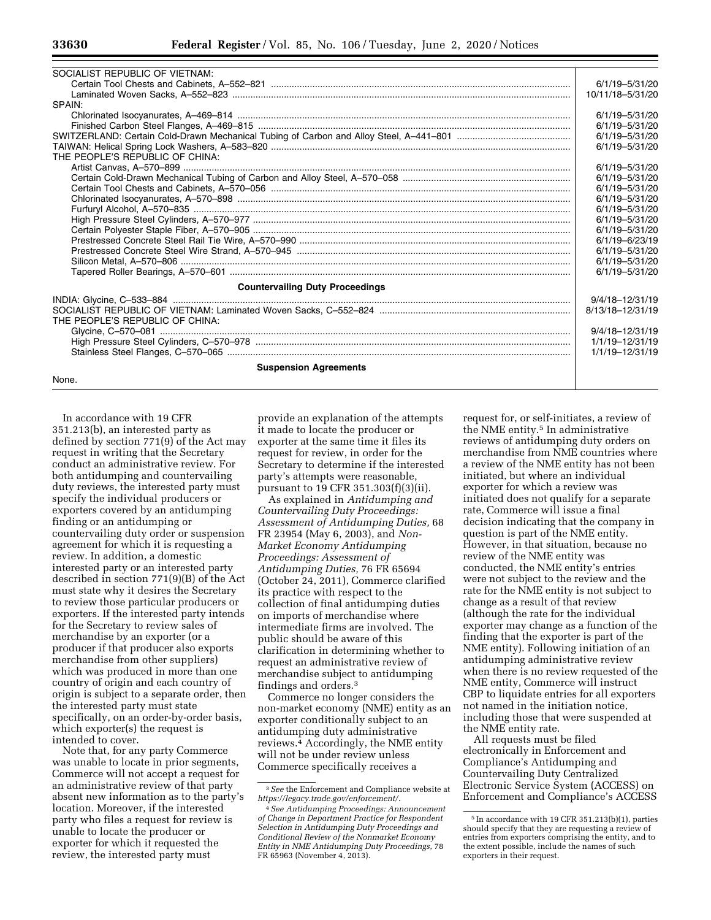| | |
|---|---|
| SOCIALIST REPUBLIC OF VIETNAM: | |
| Certain Tool Chests and Cabinets, A–552–821 | 6/1/19–5/31/20 |
| Laminated Woven Sacks, A–552–823 | 10/11/18–5/31/20 |
| SPAIN: | |
| Chlorinated Isocyanurates, A–469–814 | 6/1/19–5/31/20 |
| Finished Carbon Steel Flanges, A–469–815 | 6/1/19–5/31/20 |
| SWITZERLAND: Certain Cold-Drawn Mechanical Tubing of Carbon and Alloy Steel, A–441–801 | 6/1/19–5/31/20 |
| TAIWAN: Helical Spring Lock Washers, A–583–820 | 6/1/19–5/31/20 |
| THE PEOPLE'S REPUBLIC OF CHINA: | |
| Artist Canvas, A–570–899 | 6/1/19–5/31/20 |
| Certain Cold-Drawn Mechanical Tubing of Carbon and Alloy Steel, A–570–058 | 6/1/19–5/31/20 |
| Certain Tool Chests and Cabinets, A–570–056 | 6/1/19–5/31/20 |
| Chlorinated Isocyanurates, A–570–898 | 6/1/19–5/31/20 |
| Furfuryl Alcohol, A–570–835 | 6/1/19–5/31/20 |
| High Pressure Steel Cylinders, A–570–977 | 6/1/19–5/31/20 |
| Certain Polyester Staple Fiber, A–570–905 | 6/1/19–5/31/20 |
| Prestressed Concrete Steel Rail Tie Wire, A–570–990 | 6/1/19–6/23/19 |
| Prestressed Concrete Steel Wire Strand, A–570–945 | 6/1/19–5/31/20 |
| Silicon Metal, A–570–806 | 6/1/19–5/31/20 |
| Tapered Roller Bearings, A–570–601 | 6/1/19–5/31/20 |
| **Countervailing Duty Proceedings** | |
| INDIA: Glycine, C–533–884 | 9/4/18–12/31/19 |
| SOCIALIST REPUBLIC OF VIETNAM: Laminated Woven Sacks, C–552–824 | 8/13/18–12/31/19 |
| THE PEOPLE'S REPUBLIC OF CHINA: | |
| Glycine, C–570–081 | 9/4/18–12/31/19 |
| High Pressure Steel Cylinders, C–570–978 | 1/1/19–12/31/19 |
| Stainless Steel Flanges, C–570–065 | 1/1/19–12/31/19 |
| **Suspension Agreements** | |
| None. | |

In accordance with 19 CFR 351.213(b), an interested party as defined by section 771(9) of the Act may request in writing that the Secretary conduct an administrative review. For both antidumping and countervailing duty reviews, the interested party must specify the individual producers or exporters covered by an antidumping finding or an antidumping or countervailing duty order or suspension agreement for which it is requesting a review. In addition, a domestic interested party or an interested party described in section 771(9)(B) of the Act must state why it desires the Secretary to review those particular producers or exporters. If the interested party intends for the Secretary to review sales of merchandise by an exporter (or a producer if that producer also exports merchandise from other suppliers) which was produced in more than one country of origin and each country of origin is subject to a separate order, then the interested party must state specifically, on an order-by-order basis, which exporter(s) the request is intended to cover.

Note that, for any party Commerce was unable to locate in prior segments, Commerce will not accept a request for an administrative review of that party absent new information as to the party's location. Moreover, if the interested party who files a request for review is unable to locate the producer or exporter for which it requested the review, the interested party must provide an explanation of the attempts it made to locate the producer or exporter at the same time it files its request for review, in order for the Secretary to determine if the interested party's attempts were reasonable, pursuant to 19 CFR 351.303(f)(3)(ii).

As explained in *Antidumping and Countervailing Duty Proceedings: Assessment of Antidumping Duties,* 68 FR 23954 (May 6, 2003), and *Non-Market Economy Antidumping Proceedings: Assessment of Antidumping Duties,* 76 FR 65694 (October 24, 2011), Commerce clarified its practice with respect to the collection of final antidumping duties on imports of merchandise where intermediate firms are involved. The public should be aware of this clarification in determining whether to request an administrative review of merchandise subject to antidumping findings and orders.[3]

Commerce no longer considers the non-market economy (NME) entity as an exporter conditionally subject to an antidumping duty administrative reviews.[4] Accordingly, the NME entity will not be under review unless Commerce specifically receives a request for, or self-initiates, a review of the NME entity.[5] In administrative reviews of antidumping duty orders on merchandise from NME countries where a review of the NME entity has not been initiated, but where an individual exporter for which a review was initiated does not qualify for a separate rate, Commerce will issue a final decision indicating that the company in question is part of the NME entity. However, in that situation, because no review of the NME entity was conducted, the NME entity's entries were not subject to the review and the rate for the NME entity is not subject to change as a result of that review (although the rate for the individual exporter may change as a function of the finding that the exporter is part of the NME entity). Following initiation of an antidumping administrative review when there is no review requested of the NME entity, Commerce will instruct CBP to liquidate entries for all exporters not named in the initiation notice, including those that were suspended at the NME entity rate.

All requests must be filed electronically in Enforcement and Compliance's Antidumping and Countervailing Duty Centralized Electronic Service System (ACCESS) on Enforcement and Compliance's ACCESS

[3] *See* the Enforcement and Compliance website at *https://legacy.trade.gov/enforcement/.*

[4] *See Antidumping Proceedings: Announcement of Change in Department Practice for Respondent Selection in Antidumping Duty Proceedings and Conditional Review of the Nonmarket Economy Entity in NME Antidumping Duty Proceedings,* 78 FR 65963 (November 4, 2013).

[5] In accordance with 19 CFR 351.213(b)(1), parties should specify that they are requesting a review of entries from exporters comprising the entity, and to the extent possible, include the names of such exporters in their request.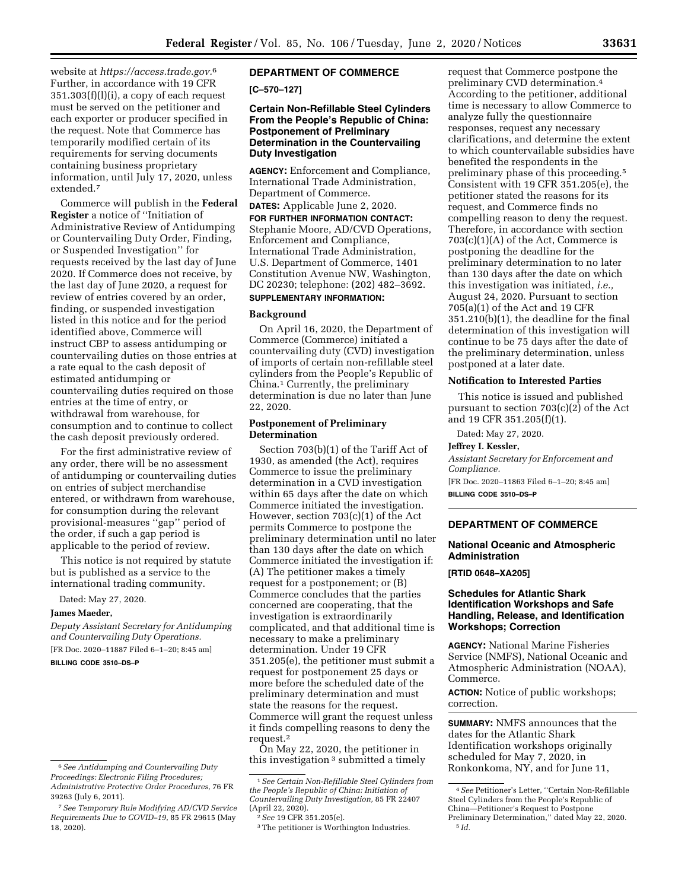website at *https://access.trade.gov*.[6] Further, in accordance with 19 CFR 351.303(f)(l)(i), a copy of each request must be served on the petitioner and each exporter or producer specified in the request. Note that Commerce has temporarily modified certain of its requirements for serving documents containing business proprietary information, until July 17, 2020, unless extended.[7]

Commerce will publish in the **Federal Register** a notice of ''Initiation of Administrative Review of Antidumping or Countervailing Duty Order, Finding, or Suspended Investigation'' for requests received by the last day of June 2020. If Commerce does not receive, by the last day of June 2020, a request for review of entries covered by an order, finding, or suspended investigation listed in this notice and for the period identified above, Commerce will instruct CBP to assess antidumping or countervailing duties on those entries at a rate equal to the cash deposit of estimated antidumping or countervailing duties required on those entries at the time of entry, or withdrawal from warehouse, for consumption and to continue to collect the cash deposit previously ordered.

For the first administrative review of any order, there will be no assessment of antidumping or countervailing duties on entries of subject merchandise entered, or withdrawn from warehouse, for consumption during the relevant provisional-measures ''gap'' period of the order, if such a gap period is applicable to the period of review.

This notice is not required by statute but is published as a service to the international trading community.

Dated: May 27, 2020.

**James Maeder,**

*Deputy Assistant Secretary for Antidumping and Countervailing Duty Operations.*

[FR Doc. 2020–11887 Filed 6–1–20; 8:45 am]

**BILLING CODE 3510–DS–P**

[6] *See Antidumping and Countervailing Duty Proceedings: Electronic Filing Procedures; Administrative Protective Order Procedures,* 76 FR 39263 (July 6, 2011).

[7] *See Temporary Rule Modifying AD/CVD Service Requirements Due to COVID–19,* 85 FR 29615 (May 18, 2020).

## DEPARTMENT OF COMMERCE

**[C–570–127]**

### Certain Non-Refillable Steel Cylinders From the People's Republic of China: Postponement of Preliminary Determination in the Countervailing Duty Investigation

**AGENCY:** Enforcement and Compliance, International Trade Administration, Department of Commerce.

**DATES:** Applicable June 2, 2020.

**FOR FURTHER INFORMATION CONTACT:** Stephanie Moore, AD/CVD Operations, Enforcement and Compliance, International Trade Administration, U.S. Department of Commerce, 1401 Constitution Avenue NW, Washington, DC 20230; telephone: (202) 482–3692.

**SUPPLEMENTARY INFORMATION:**

**Background**

On April 16, 2020, the Department of Commerce (Commerce) initiated a countervailing duty (CVD) investigation of imports of certain non-refillable steel cylinders from the People's Republic of China.[1] Currently, the preliminary determination is due no later than June 22, 2020.

**Postponement of Preliminary Determination**

Section 703(b)(1) of the Tariff Act of 1930, as amended (the Act), requires Commerce to issue the preliminary determination in a CVD investigation within 65 days after the date on which Commerce initiated the investigation. However, section 703(c)(1) of the Act permits Commerce to postpone the preliminary determination until no later than 130 days after the date on which Commerce initiated the investigation if: (A) The petitioner makes a timely request for a postponement; or (B) Commerce concludes that the parties concerned are cooperating, that the investigation is extraordinarily complicated, and that additional time is necessary to make a preliminary determination. Under 19 CFR 351.205(e), the petitioner must submit a request for postponement 25 days or more before the scheduled date of the preliminary determination and must state the reasons for the request. Commerce will grant the request unless it finds compelling reasons to deny the request.[2]

On May 22, 2020, the petitioner in this investigation[3] submitted a timely request that Commerce postpone the preliminary CVD determination.[4] According to the petitioner, additional time is necessary to allow Commerce to analyze fully the questionnaire responses, request any necessary clarifications, and determine the extent to which countervailable subsidies have benefited the respondents in the preliminary phase of this proceeding.[5] Consistent with 19 CFR 351.205(e), the petitioner stated the reasons for its request, and Commerce finds no compelling reason to deny the request. Therefore, in accordance with section 703(c)(1)(A) of the Act, Commerce is postponing the deadline for the preliminary determination to no later than 130 days after the date on which this investigation was initiated, *i.e.,* August 24, 2020. Pursuant to section 705(a)(1) of the Act and 19 CFR 351.210(b)(1), the deadline for the final determination of this investigation will continue to be 75 days after the date of the preliminary determination, unless postponed at a later date.

**Notification to Interested Parties**

This notice is issued and published pursuant to section 703(c)(2) of the Act and 19 CFR 351.205(f)(1).

Dated: May 27, 2020.

**Jeffrey I. Kessler,**

*Assistant Secretary for Enforcement and Compliance.*

[FR Doc. 2020–11863 Filed 6–1–20; 8:45 am]

**BILLING CODE 3510–DS–P**

[1] *See Certain Non-Refillable Steel Cylinders from the People's Republic of China: Initiation of Countervailing Duty Investigation,* 85 FR 22407 (April 22, 2020).

[2] *See* 19 CFR 351.205(e).

[3] The petitioner is Worthington Industries.

[4] *See* Petitioner's Letter, ''Certain Non-Refillable Steel Cylinders from the People's Republic of China—Petitioner's Request to Postpone Preliminary Determination,'' dated May 22, 2020.

[5] *Id.*

## DEPARTMENT OF COMMERCE

### National Oceanic and Atmospheric Administration

**[RTID 0648–XA205]**

### Schedules for Atlantic Shark Identification Workshops and Safe Handling, Release, and Identification Workshops; Correction

**AGENCY:** National Marine Fisheries Service (NMFS), National Oceanic and Atmospheric Administration (NOAA), Commerce.

**ACTION:** Notice of public workshops; correction.

**SUMMARY:** NMFS announces that the dates for the Atlantic Shark Identification workshops originally scheduled for May 7, 2020, in Ronkonkoma, NY, and for June 11,